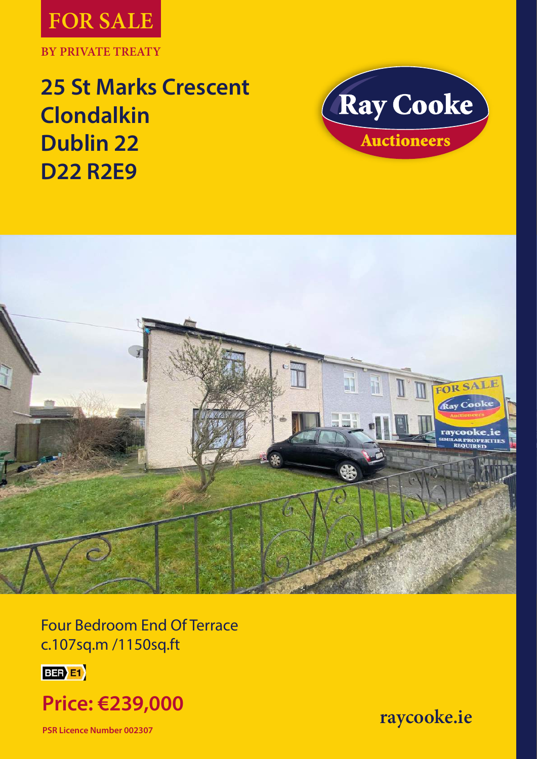# FOR SALE

**BY PRIVATE TREATY**

## 25 St Marks Crescent
## Clondalkin
## Dublin 22
## D22 R2E9

Ray Cooke Auctioneers

Four Bedroom End Of Terrace
c.107sq.m /1150sq.ft

BER E1

## Price: €239,000

**PSR Licence Number 002307**

raycooke.ie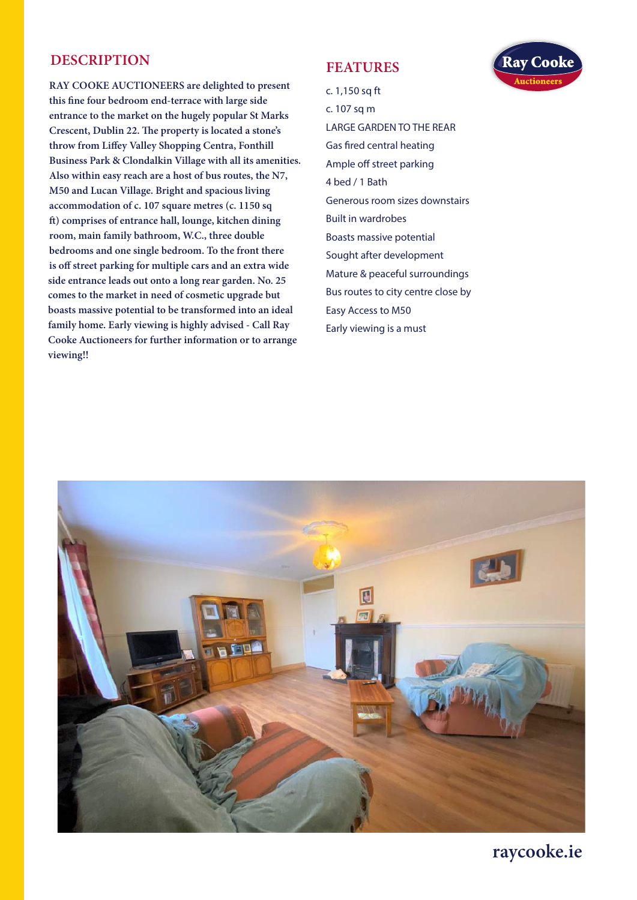## DESCRIPTION

RAY COOKE AUCTIONEERS are delighted to present this fine four bedroom end-terrace with large side entrance to the market on the hugely popular St Marks Crescent, Dublin 22. The property is located a stone's throw from Liffey Valley Shopping Centra, Fonthill Business Park & Clondalkin Village with all its amenities. Also within easy reach are a host of bus routes, the N7, M50 and Lucan Village. Bright and spacious living accommodation of c. 107 square metres (c. 1150 sq ft) comprises of entrance hall, lounge, kitchen dining room, main family bathroom, W.C., three double bedrooms and one single bedroom. To the front there is off street parking for multiple cars and an extra wide side entrance leads out onto a long rear garden. No. 25 comes to the market in need of cosmetic upgrade but boasts massive potential to be transformed into an ideal family home. Early viewing is highly advised - Call Ray Cooke Auctioneers for further information or to arrange viewing!!

## FEATURES

- c. 1,150 sq ft
- c. 107 sq m
- LARGE GARDEN TO THE REAR
- Gas fired central heating
- Ample off street parking
- 4 bed / 1 Bath
- Generous room sizes downstairs
- Built in wardrobes
- Boasts massive potential
- Sought after development
- Mature & peaceful surroundings
- Bus routes to city centre close by
- Easy Access to M50
- Early viewing is a must

raycooke.ie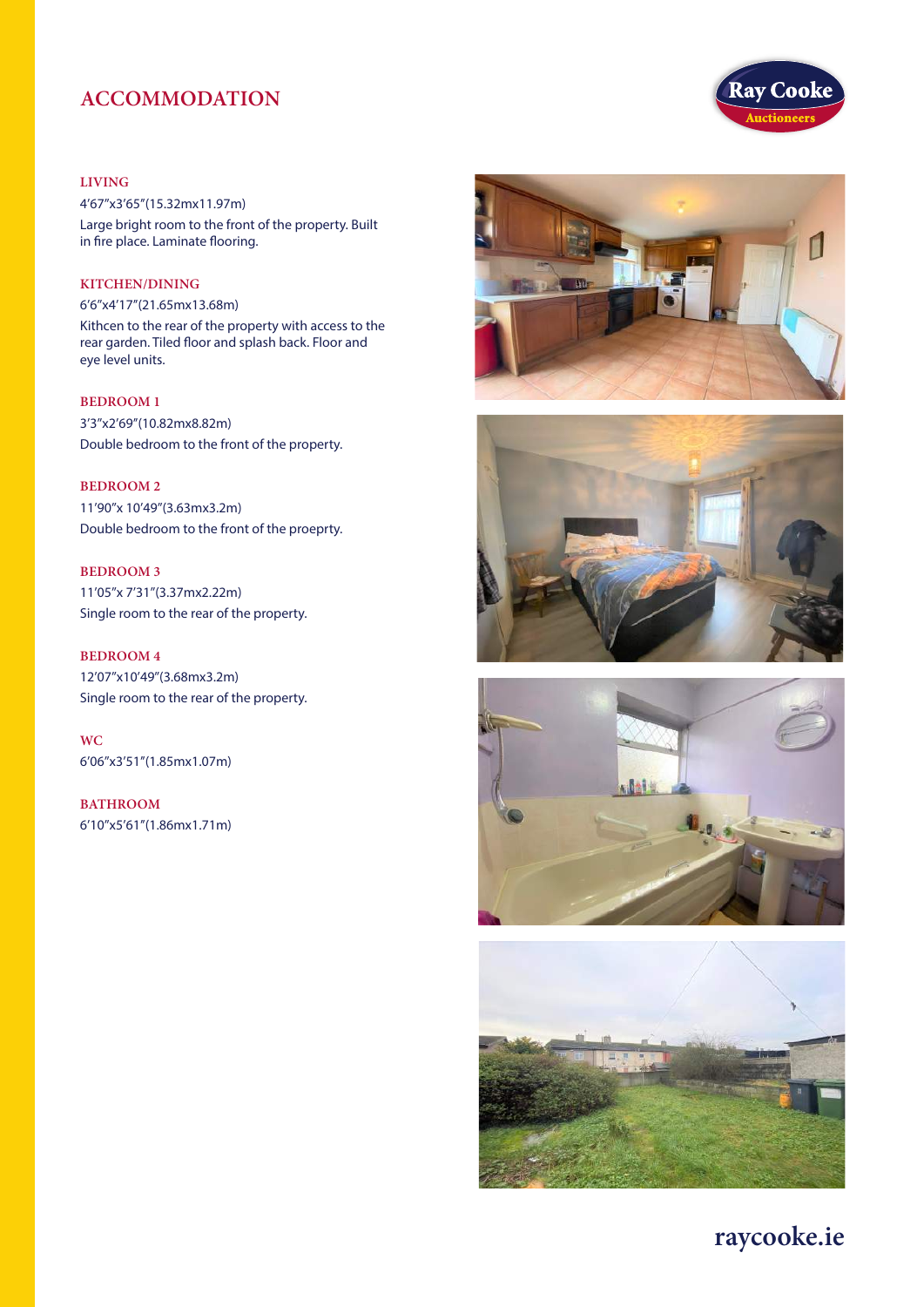# ACCOMMODATION

### LIVING

4'67"x3'65"(15.32mx11.97m)

Large bright room to the front of the property. Built in fire place. Laminate flooring.

### KITCHEN/DINING

6'6"x4'17"(21.65mx13.68m)

Kithcen to the rear of the property with access to the rear garden. Tiled floor and splash back. Floor and eye level units.

### BEDROOM 1

3'3"x2'69"(10.82mx8.82m)

Double bedroom to the front of the property.

### BEDROOM 2

11'90"x 10'49"(3.63mx3.2m)

Double bedroom to the front of the proeprty.

### BEDROOM 3

11'05"x 7'31"(3.37mx2.22m)

Single room to the rear of the property.

### BEDROOM 4

12'07"x10'49"(3.68mx3.2m)

Single room to the rear of the property.

### WC

6'06"x3'51"(1.85mx1.07m)

### BATHROOM

6'10"x5'61"(1.86mx1.71m)

raycooke.ie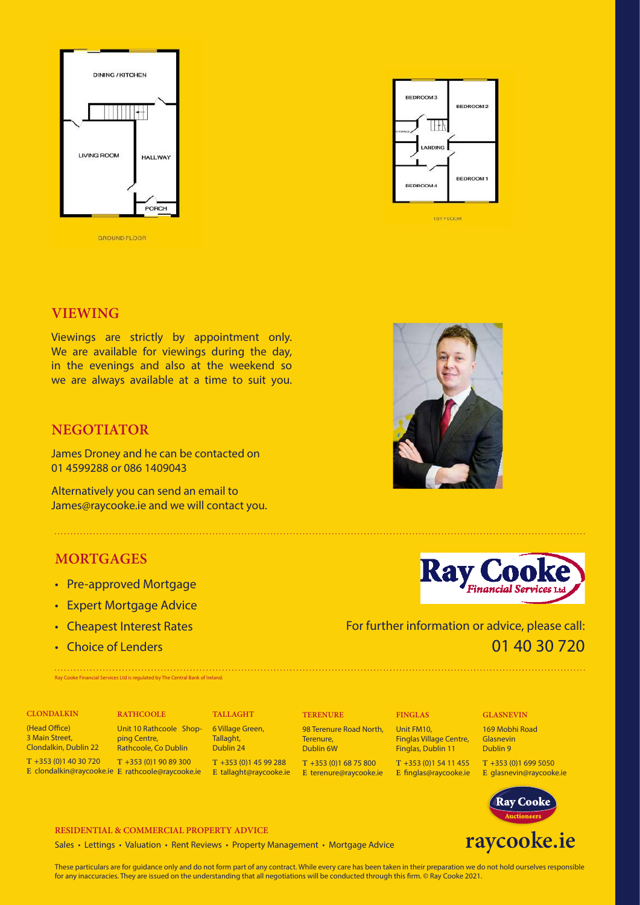DINING / KITCHEN

LIVING ROOM

HALLWAY

PORCH

GROUND FLOOR

BEDROOM 3

BEDROOM 2

STORAGE

LANDING

BEDROOM 1

BEDROOM 4

1ST FLOOR

## VIEWING

Viewings are strictly by appointment only. We are available for viewings during the day, in the evenings and also at the weekend so we are always available at a time to suit you.

## NEGOTIATOR

James Droney and he can be contacted on 01 4599288 or 086 1409043

Alternatively you can send an email to James@raycooke.ie and we will contact you.

## MORTGAGES

- Pre-approved Mortgage
- Expert Mortgage Advice
- Cheapest Interest Rates
- Choice of Lenders

Ray Cooke Financial Services Ltd

For further information or advice, please call:
01 40 30 720

Ray Cooke Financial Services Ltd is regulated by The Central Bank of Ireland.

**CLONDALKIN**
(Head Office)
3 Main Street,
Clondalkin, Dublin 22
T +353 (0)1 40 30 720
E clondalkin@raycooke.ie

**RATHCOOLE**
Unit 10 Rathcoole Shopping Centre,
Rathcoole, Co Dublin
T +353 (0)1 90 89 300
E rathcoole@raycooke.ie

**TALLAGHT**
6 Village Green,
Tallaght,
Dublin 24
T +353 (0)1 45 99 288
E tallaght@raycooke.ie

**TERENURE**
98 Terenure Road North,
Terenure,
Dublin 6W
T +353 (0)1 68 75 800
E terenure@raycooke.ie

**FINGLAS**
Unit FM10,
Finglas Village Centre,
Finglas, Dublin 11
T +353 (0)1 54 11 455
E finglas@raycooke.ie

**GLASNEVIN**
169 Mobhi Road
Glasnevin
Dublin 9
T +353 (0)1 699 5050
E glasnevin@raycooke.ie

**RESIDENTIAL & COMMERCIAL PROPERTY ADVICE**

Sales • Lettings • Valuation • Rent Reviews • Property Management • Mortgage Advice

Ray Cooke Auctioneers

raycooke.ie

These particulars are for guidance only and do not form part of any contract. While every care has been taken in their preparation we do not hold ourselves responsible for any inaccuracies. They are issued on the understanding that all negotiations will be conducted through this firm. © Ray Cooke 2021.